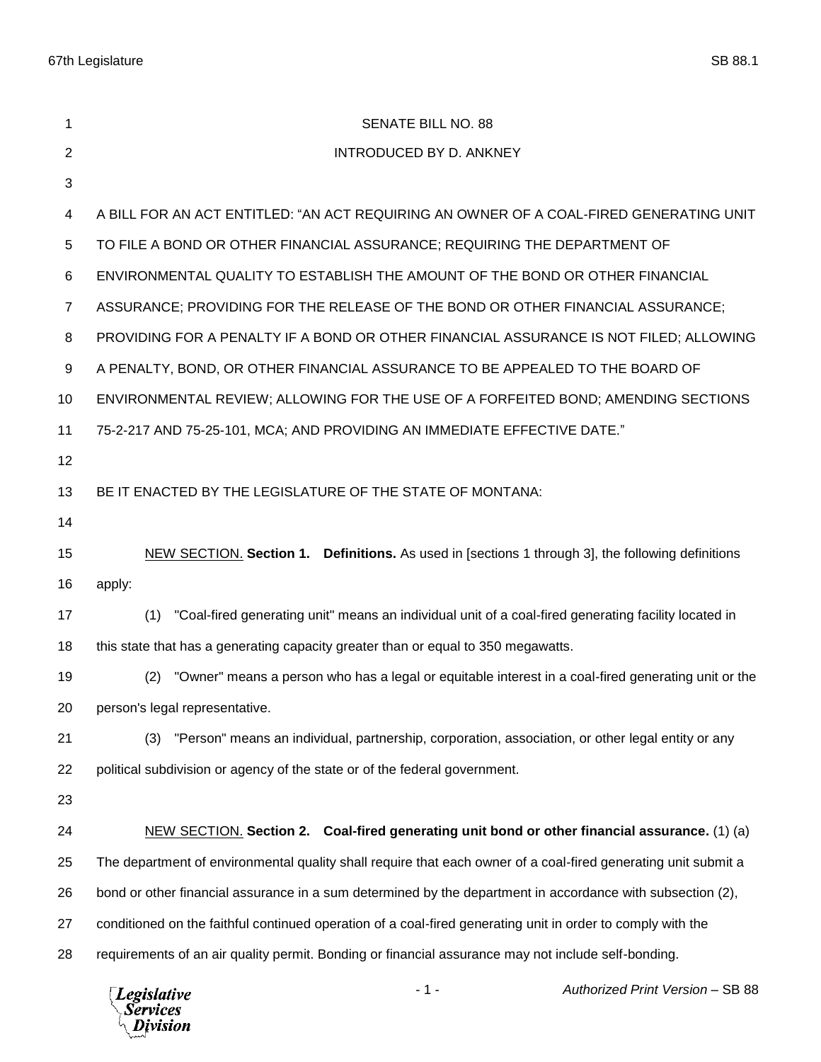SENATE BILL NO. 88

INTRODUCED BY D. ANKNEY

A BILL FOR AN ACT ENTITLED: "AN ACT REQUIRING AN OWNER OF A COAL-FIRED GENERATING UNIT TO FILE A BOND OR OTHER FINANCIAL ASSURANCE; REQUIRING THE DEPARTMENT OF ENVIRONMENTAL QUALITY TO ESTABLISH THE AMOUNT OF THE BOND OR OTHER FINANCIAL ASSURANCE; PROVIDING FOR THE RELEASE OF THE BOND OR OTHER FINANCIAL ASSURANCE; PROVIDING FOR A PENALTY IF A BOND OR OTHER FINANCIAL ASSURANCE IS NOT FILED; ALLOWING A PENALTY, BOND, OR OTHER FINANCIAL ASSURANCE TO BE APPEALED TO THE BOARD OF ENVIRONMENTAL REVIEW; ALLOWING FOR THE USE OF A FORFEITED BOND; AMENDING SECTIONS 75-2-217 AND 75-25-101, MCA; AND PROVIDING AN IMMEDIATE EFFECTIVE DATE."

BE IT ENACTED BY THE LEGISLATURE OF THE STATE OF MONTANA:

NEW SECTION. **Section 1. Definitions.** As used in [sections 1 through 3], the following definitions apply:

(1) "Coal-fired generating unit" means an individual unit of a coal-fired generating facility located in this state that has a generating capacity greater than or equal to 350 megawatts.

(2) "Owner" means a person who has a legal or equitable interest in a coal-fired generating unit or the person's legal representative.

(3) "Person" means an individual, partnership, corporation, association, or other legal entity or any political subdivision or agency of the state or of the federal government.

NEW SECTION. **Section 2. Coal-fired generating unit bond or other financial assurance.** (1) (a) The department of environmental quality shall require that each owner of a coal-fired generating unit submit a bond or other financial assurance in a sum determined by the department in accordance with subsection (2), conditioned on the faithful continued operation of a coal-fired generating unit in order to comply with the requirements of an air quality permit. Bonding or financial assurance may not include self-bonding.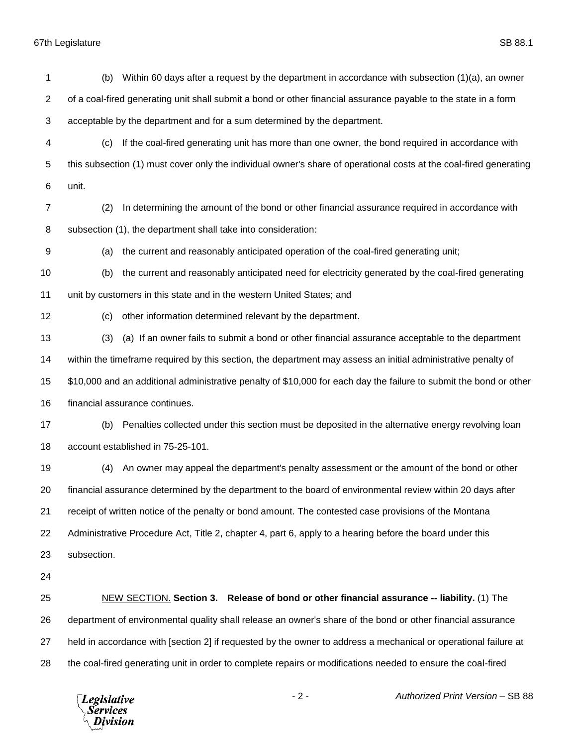(b) Within 60 days after a request by the department in accordance with subsection (1)(a), an owner of a coal-fired generating unit shall submit a bond or other financial assurance payable to the state in a form acceptable by the department and for a sum determined by the department.

(c) If the coal-fired generating unit has more than one owner, the bond required in accordance with this subsection (1) must cover only the individual owner's share of operational costs at the coal-fired generating unit.

(2) In determining the amount of the bond or other financial assurance required in accordance with subsection (1), the department shall take into consideration:

(a) the current and reasonably anticipated operation of the coal-fired generating unit;

(b) the current and reasonably anticipated need for electricity generated by the coal-fired generating unit by customers in this state and in the western United States; and

(c) other information determined relevant by the department.

(3) (a) If an owner fails to submit a bond or other financial assurance acceptable to the department within the timeframe required by this section, the department may assess an initial administrative penalty of $10,000 and an additional administrative penalty of $10,000 for each day the failure to submit the bond or other financial assurance continues.

(b) Penalties collected under this section must be deposited in the alternative energy revolving loan account established in 75-25-101.

(4) An owner may appeal the department's penalty assessment or the amount of the bond or other financial assurance determined by the department to the board of environmental review within 20 days after receipt of written notice of the penalty or bond amount. The contested case provisions of the Montana Administrative Procedure Act, Title 2, chapter 4, part 6, apply to a hearing before the board under this subsection.

NEW SECTION. **Section 3. Release of bond or other financial assurance -- liability.** (1) The department of environmental quality shall release an owner's share of the bond or other financial assurance held in accordance with [section 2] if requested by the owner to address a mechanical or operational failure at the coal-fired generating unit in order to complete repairs or modifications needed to ensure the coal-fired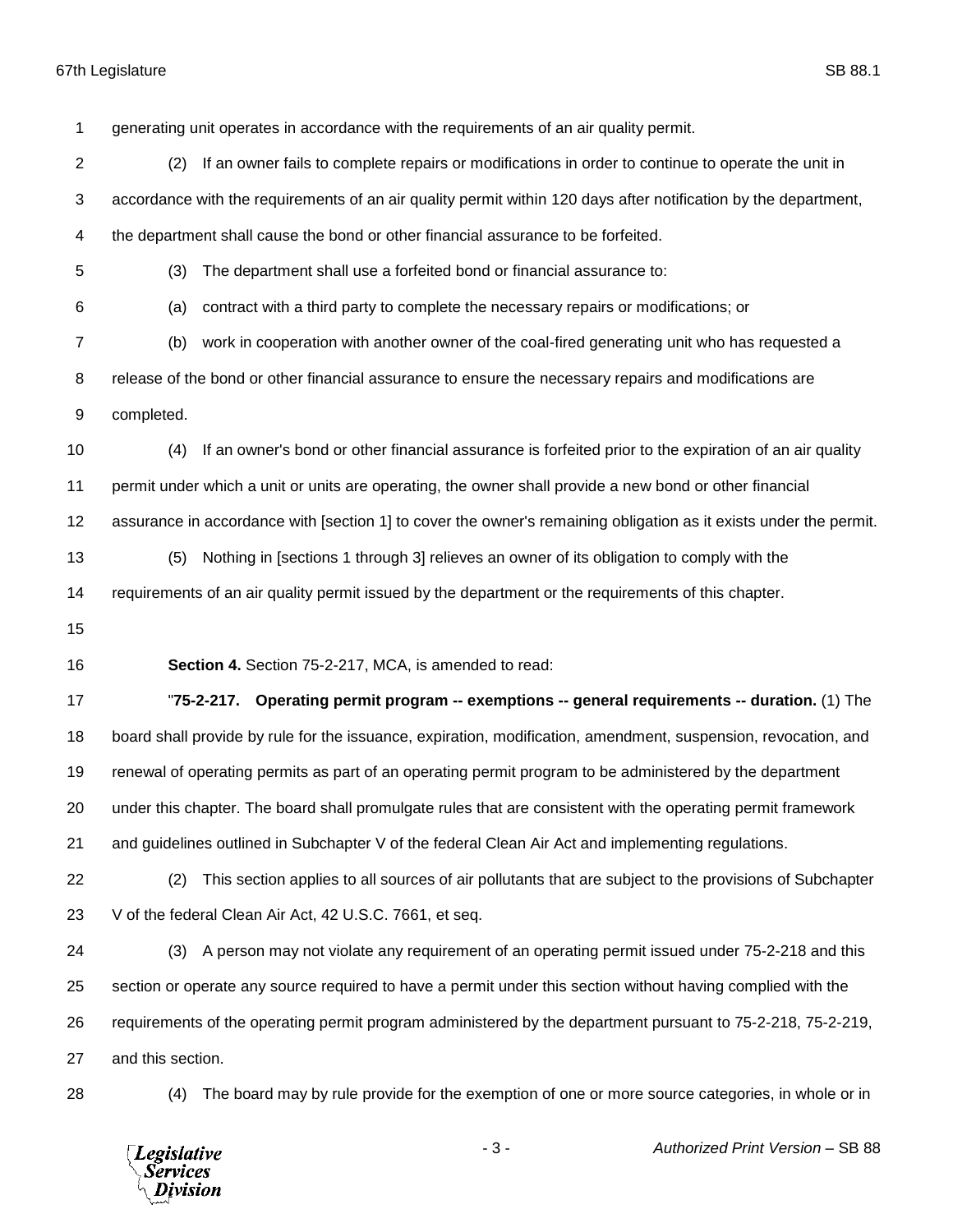generating unit operates in accordance with the requirements of an air quality permit.

(2) If an owner fails to complete repairs or modifications in order to continue to operate the unit in accordance with the requirements of an air quality permit within 120 days after notification by the department, the department shall cause the bond or other financial assurance to be forfeited.

(3) The department shall use a forfeited bond or financial assurance to:

(a) contract with a third party to complete the necessary repairs or modifications; or

(b) work in cooperation with another owner of the coal-fired generating unit who has requested a release of the bond or other financial assurance to ensure the necessary repairs and modifications are completed.

(4) If an owner's bond or other financial assurance is forfeited prior to the expiration of an air quality permit under which a unit or units are operating, the owner shall provide a new bond or other financial assurance in accordance with [section 1] to cover the owner's remaining obligation as it exists under the permit.

(5) Nothing in [sections 1 through 3] relieves an owner of its obligation to comply with the requirements of an air quality permit issued by the department or the requirements of this chapter.

**Section 4.** Section 75-2-217, MCA, is amended to read:

"**75-2-217. Operating permit program -- exemptions -- general requirements -- duration.** (1) The board shall provide by rule for the issuance, expiration, modification, amendment, suspension, revocation, and renewal of operating permits as part of an operating permit program to be administered by the department under this chapter. The board shall promulgate rules that are consistent with the operating permit framework and guidelines outlined in Subchapter V of the federal Clean Air Act and implementing regulations.

(2) This section applies to all sources of air pollutants that are subject to the provisions of Subchapter V of the federal Clean Air Act, 42 U.S.C. 7661, et seq.

(3) A person may not violate any requirement of an operating permit issued under 75-2-218 and this section or operate any source required to have a permit under this section without having complied with the requirements of the operating permit program administered by the department pursuant to 75-2-218, 75-2-219, and this section.

(4) The board may by rule provide for the exemption of one or more source categories, in whole or in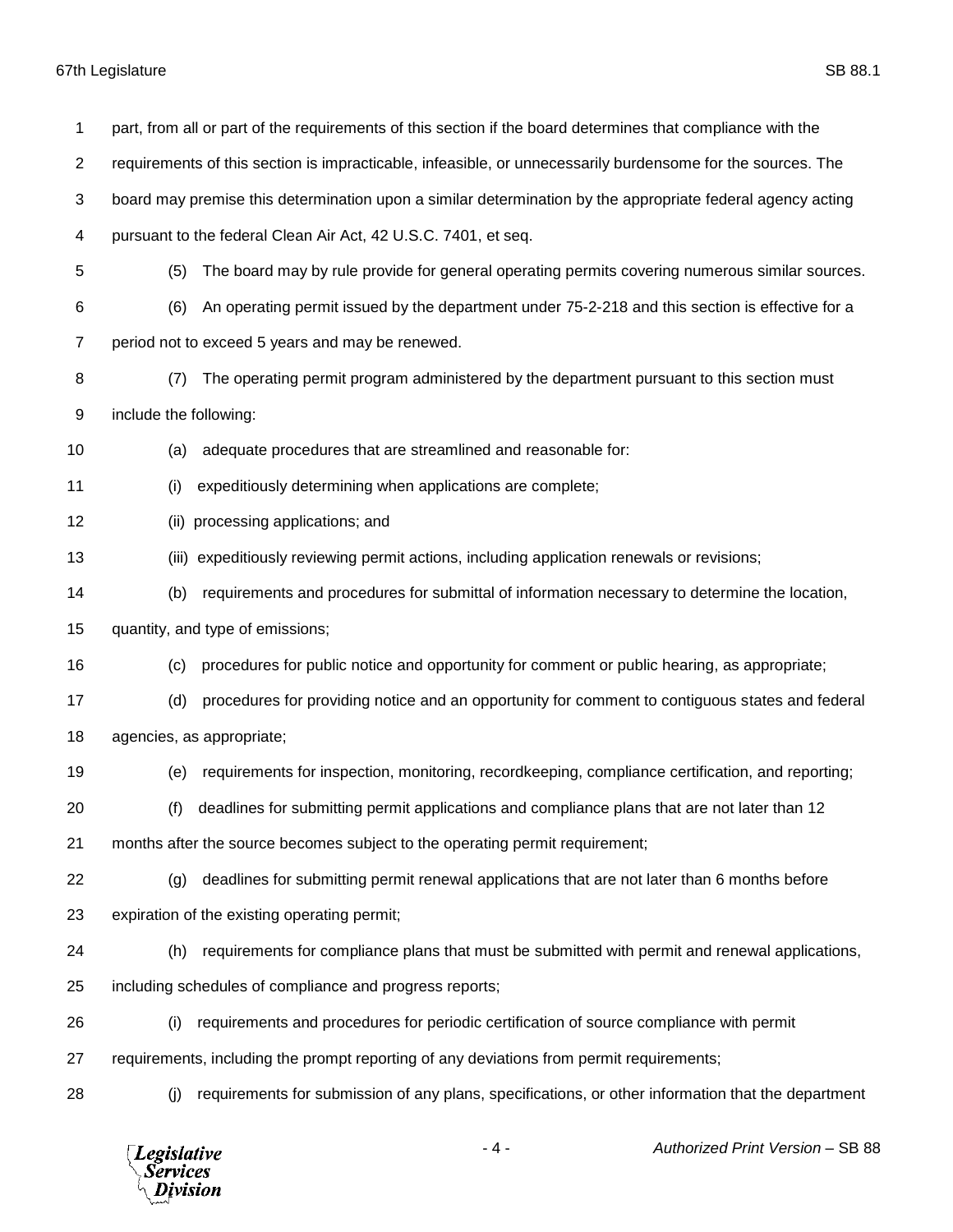part, from all or part of the requirements of this section if the board determines that compliance with the requirements of this section is impracticable, infeasible, or unnecessarily burdensome for the sources. The board may premise this determination upon a similar determination by the appropriate federal agency acting pursuant to the federal Clean Air Act, 42 U.S.C. 7401, et seq.

(5) The board may by rule provide for general operating permits covering numerous similar sources.

(6) An operating permit issued by the department under 75-2-218 and this section is effective for a period not to exceed 5 years and may be renewed.

(7) The operating permit program administered by the department pursuant to this section must include the following:

(a) adequate procedures that are streamlined and reasonable for:

(i) expeditiously determining when applications are complete;

(ii) processing applications; and

(iii) expeditiously reviewing permit actions, including application renewals or revisions;

(b) requirements and procedures for submittal of information necessary to determine the location, quantity, and type of emissions;

(c) procedures for public notice and opportunity for comment or public hearing, as appropriate;

(d) procedures for providing notice and an opportunity for comment to contiguous states and federal agencies, as appropriate;

(e) requirements for inspection, monitoring, recordkeeping, compliance certification, and reporting;

(f) deadlines for submitting permit applications and compliance plans that are not later than 12 months after the source becomes subject to the operating permit requirement;

(g) deadlines for submitting permit renewal applications that are not later than 6 months before expiration of the existing operating permit;

(h) requirements for compliance plans that must be submitted with permit and renewal applications, including schedules of compliance and progress reports;

(i) requirements and procedures for periodic certification of source compliance with permit requirements, including the prompt reporting of any deviations from permit requirements;

(j) requirements for submission of any plans, specifications, or other information that the department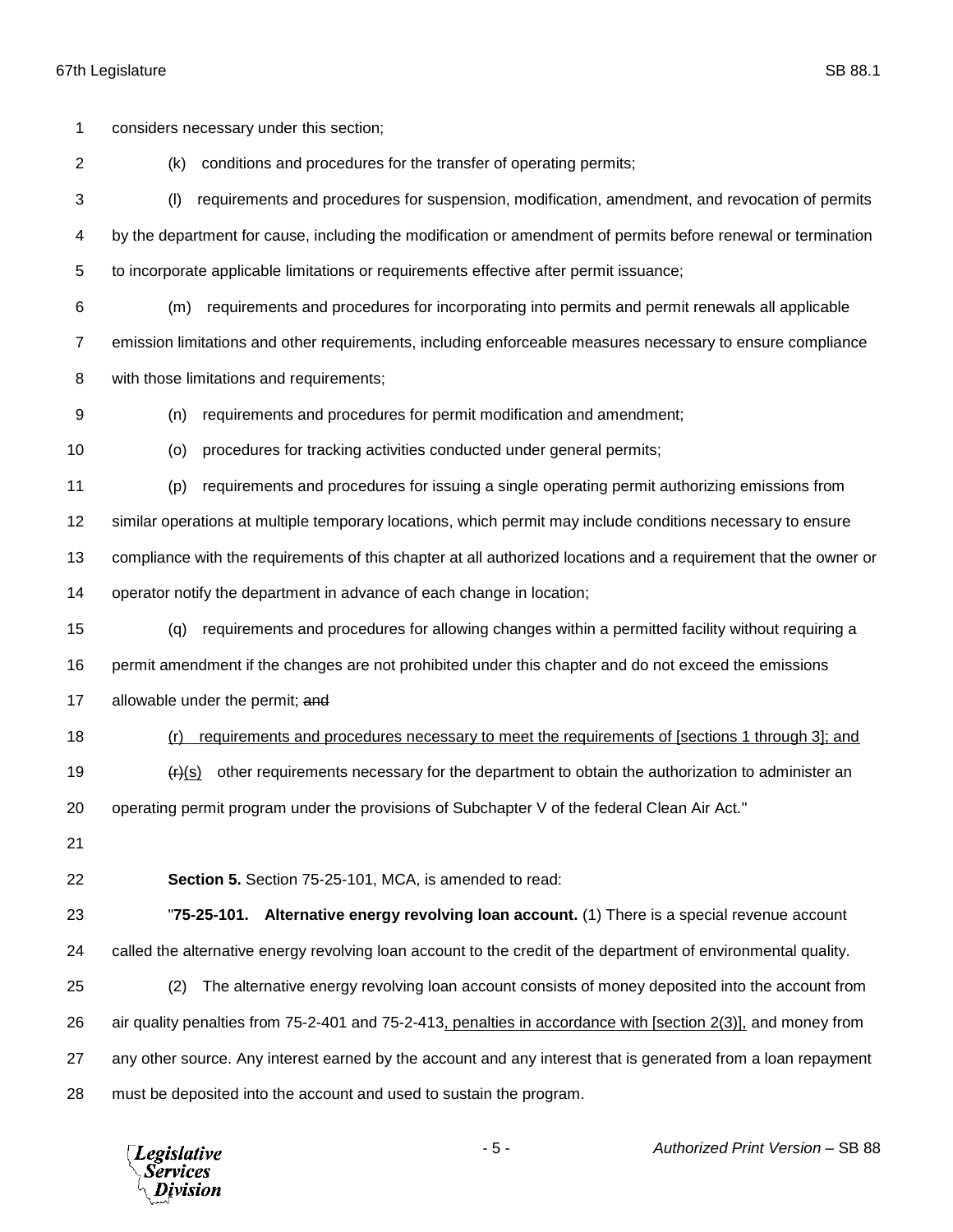considers necessary under this section;

(k) conditions and procedures for the transfer of operating permits;

(l) requirements and procedures for suspension, modification, amendment, and revocation of permits by the department for cause, including the modification or amendment of permits before renewal or termination to incorporate applicable limitations or requirements effective after permit issuance;

(m) requirements and procedures for incorporating into permits and permit renewals all applicable emission limitations and other requirements, including enforceable measures necessary to ensure compliance with those limitations and requirements;

(n) requirements and procedures for permit modification and amendment;

(o) procedures for tracking activities conducted under general permits;

(p) requirements and procedures for issuing a single operating permit authorizing emissions from similar operations at multiple temporary locations, which permit may include conditions necessary to ensure compliance with the requirements of this chapter at all authorized locations and a requirement that the owner or operator notify the department in advance of each change in location;

(q) requirements and procedures for allowing changes within a permitted facility without requiring a permit amendment if the changes are not prohibited under this chapter and do not exceed the emissions allowable under the permit; ~~and~~

<u>(r) requirements and procedures necessary to meet the requirements of [sections 1 through 3]; and</u>

~~(r)~~<u>(s)</u> other requirements necessary for the department to obtain the authorization to administer an operating permit program under the provisions of Subchapter V of the federal Clean Air Act."

**Section 5.** Section 75-25-101, MCA, is amended to read:

"**75-25-101. Alternative energy revolving loan account.** (1) There is a special revenue account called the alternative energy revolving loan account to the credit of the department of environmental quality.

(2) The alternative energy revolving loan account consists of money deposited into the account from air quality penalties from 75-2-401 and 75-2-413<u>, penalties in accordance with [section 2(3)],</u> and money from any other source. Any interest earned by the account and any interest that is generated from a loan repayment must be deposited into the account and used to sustain the program.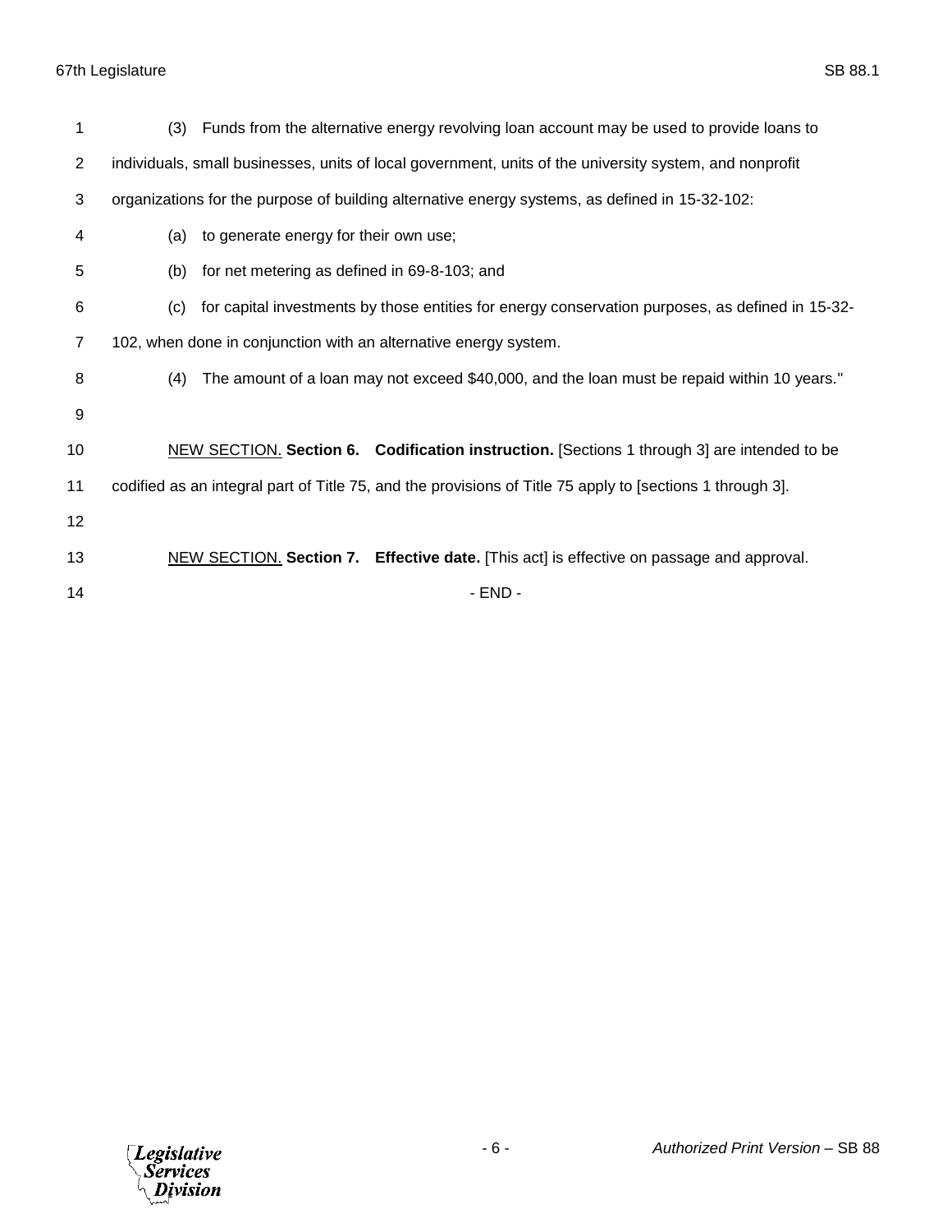(3) Funds from the alternative energy revolving loan account may be used to provide loans to individuals, small businesses, units of local government, units of the university system, and nonprofit organizations for the purpose of building alternative energy systems, as defined in 15-32-102:

(a) to generate energy for their own use;

(b) for net metering as defined in 69-8-103; and

(c) for capital investments by those entities for energy conservation purposes, as defined in 15-32-102, when done in conjunction with an alternative energy system.

(4) The amount of a loan may not exceed $40,000, and the loan must be repaid within 10 years."

NEW SECTION. **Section 6. Codification instruction.** [Sections 1 through 3] are intended to be codified as an integral part of Title 75, and the provisions of Title 75 apply to [sections 1 through 3].

NEW SECTION. **Section 7. Effective date.** [This act] is effective on passage and approval.

- END -